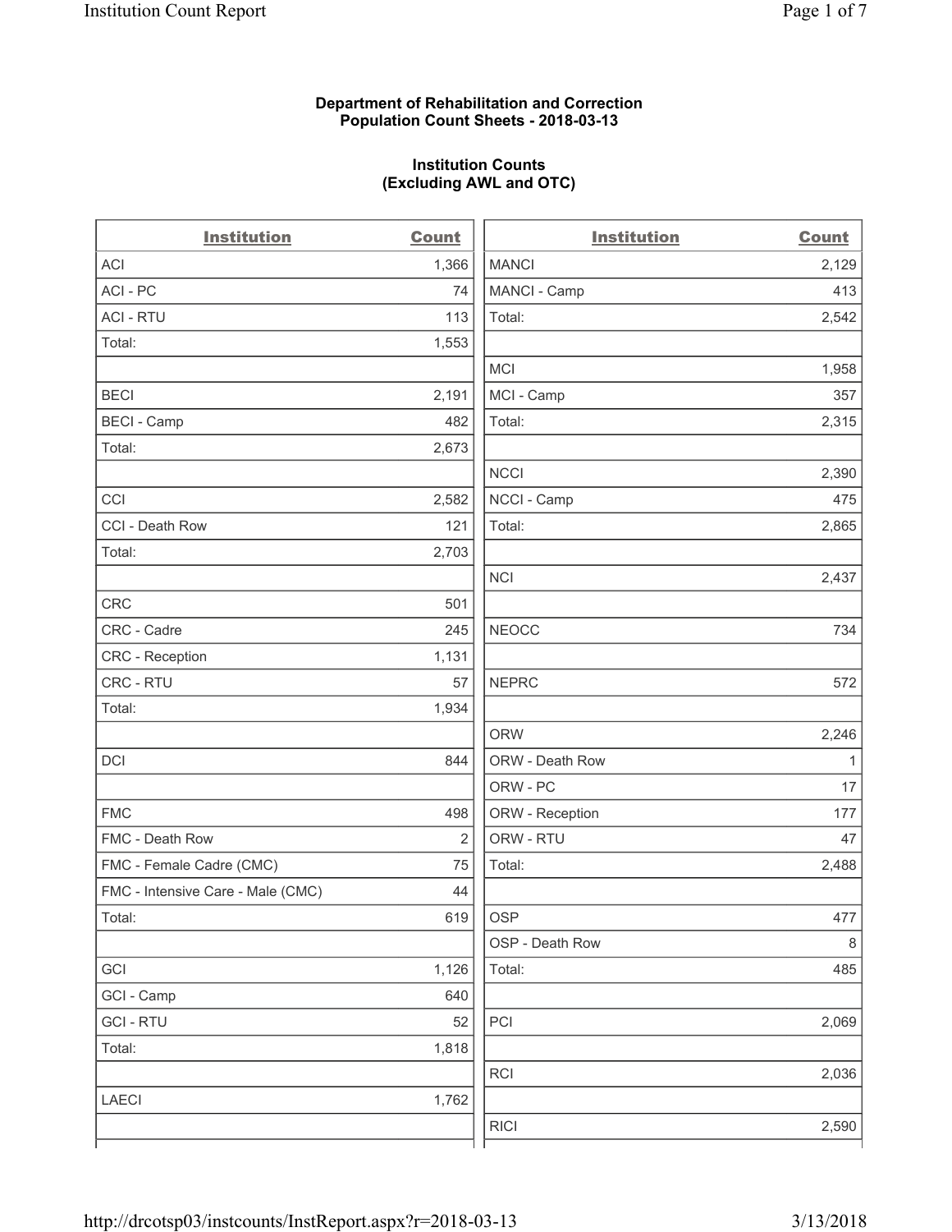**Department of Rehabilitation and Correction**
**Population Count Sheets - 2018-03-13**

**Institution Counts**
**(Excluding AWL and OTC)**

| Institution | Count |
|---|---|
| ACI | 1,366 |
| ACI - PC | 74 |
| ACI - RTU | 113 |
| Total: | 1,553 |
| | |
| BECI | 2,191 |
| BECI - Camp | 482 |
| Total: | 2,673 |
| | |
| CCI | 2,582 |
| CCI - Death Row | 121 |
| Total: | 2,703 |
| | |
| CRC | 501 |
| CRC - Cadre | 245 |
| CRC - Reception | 1,131 |
| CRC - RTU | 57 |
| Total: | 1,934 |
| | |
| DCI | 844 |
| | |
| FMC | 498 |
| FMC - Death Row | 2 |
| FMC - Female Cadre (CMC) | 75 |
| FMC - Intensive Care - Male (CMC) | 44 |
| Total: | 619 |
| | |
| GCI | 1,126 |
| GCI - Camp | 640 |
| GCI - RTU | 52 |
| Total: | 1,818 |
| | |
| LAECI | 1,762 |
| | |
| MANCI | 2,129 |
| MANCI - Camp | 413 |
| Total: | 2,542 |
| | |
| MCI | 1,958 |
| MCI - Camp | 357 |
| Total: | 2,315 |
| | |
| NCCI | 2,390 |
| NCCI - Camp | 475 |
| Total: | 2,865 |
| | |
| NCI | 2,437 |
| | |
| NEOCC | 734 |
| | |
| NEPRC | 572 |
| | |
| ORW | 2,246 |
| ORW - Death Row | 1 |
| ORW - PC | 17 |
| ORW - Reception | 177 |
| ORW - RTU | 47 |
| Total: | 2,488 |
| | |
| OSP | 477 |
| OSP - Death Row | 8 |
| Total: | 485 |
| | |
| PCI | 2,069 |
| | |
| RCI | 2,036 |
| | |
| RICI | 2,590 |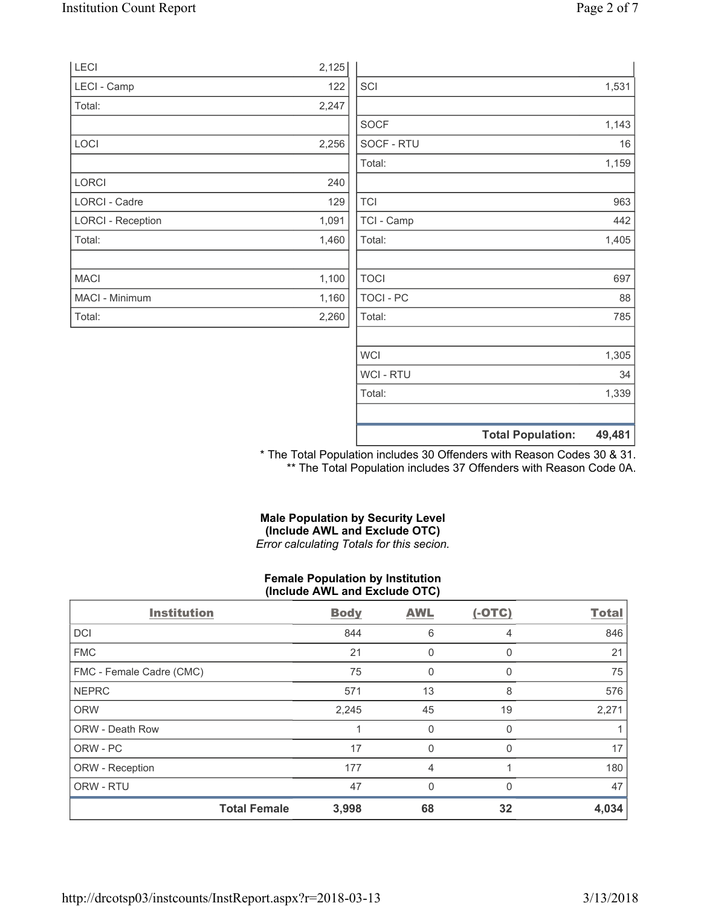| | |
|---|---|
| LECI | 2,125 |
| LECI - Camp | 122 |
| Total: | 2,247 |
| | |
| LOCI | 2,256 |
| | |
| LORCI | 240 |
| LORCI - Cadre | 129 |
| LORCI - Reception | 1,091 |
| Total: | 1,460 |
| | |
| MACI | 1,100 |
| MACI - Minimum | 1,160 |
| Total: | 2,260 |

| | |
|---|---|
| | |
| SCI | 1,531 |
| | |
| SOCF | 1,143 |
| SOCF - RTU | 16 |
| Total: | 1,159 |
| | |
| TCI | 963 |
| TCI - Camp | 442 |
| Total: | 1,405 |
| | |
| TOCI | 697 |
| TOCI - PC | 88 |
| Total: | 785 |
| | |
| WCI | 1,305 |
| WCI - RTU | 34 |
| Total: | 1,339 |
| | |
| **Total Population:** | **49,481** |

* The Total Population includes 30 Offenders with Reason Codes 30 & 31.
** The Total Population includes 37 Offenders with Reason Code 0A.

**Male Population by Security Level (Include AWL and Exclude OTC)**
*Error calculating Totals for this secion.*

**Female Population by Institution (Include AWL and Exclude OTC)**

| Institution | Body | AWL | (-OTC) | Total |
|---|---|---|---|---|
| DCI | 844 | 6 | 4 | 846 |
| FMC | 21 | 0 | 0 | 21 |
| FMC - Female Cadre (CMC) | 75 | 0 | 0 | 75 |
| NEPRC | 571 | 13 | 8 | 576 |
| ORW | 2,245 | 45 | 19 | 2,271 |
| ORW - Death Row | 1 | 0 | 0 | 1 |
| ORW - PC | 17 | 0 | 0 | 17 |
| ORW - Reception | 177 | 4 | 1 | 180 |
| ORW - RTU | 47 | 0 | 0 | 47 |
| **Total Female** | **3,998** | **68** | **32** | **4,034** |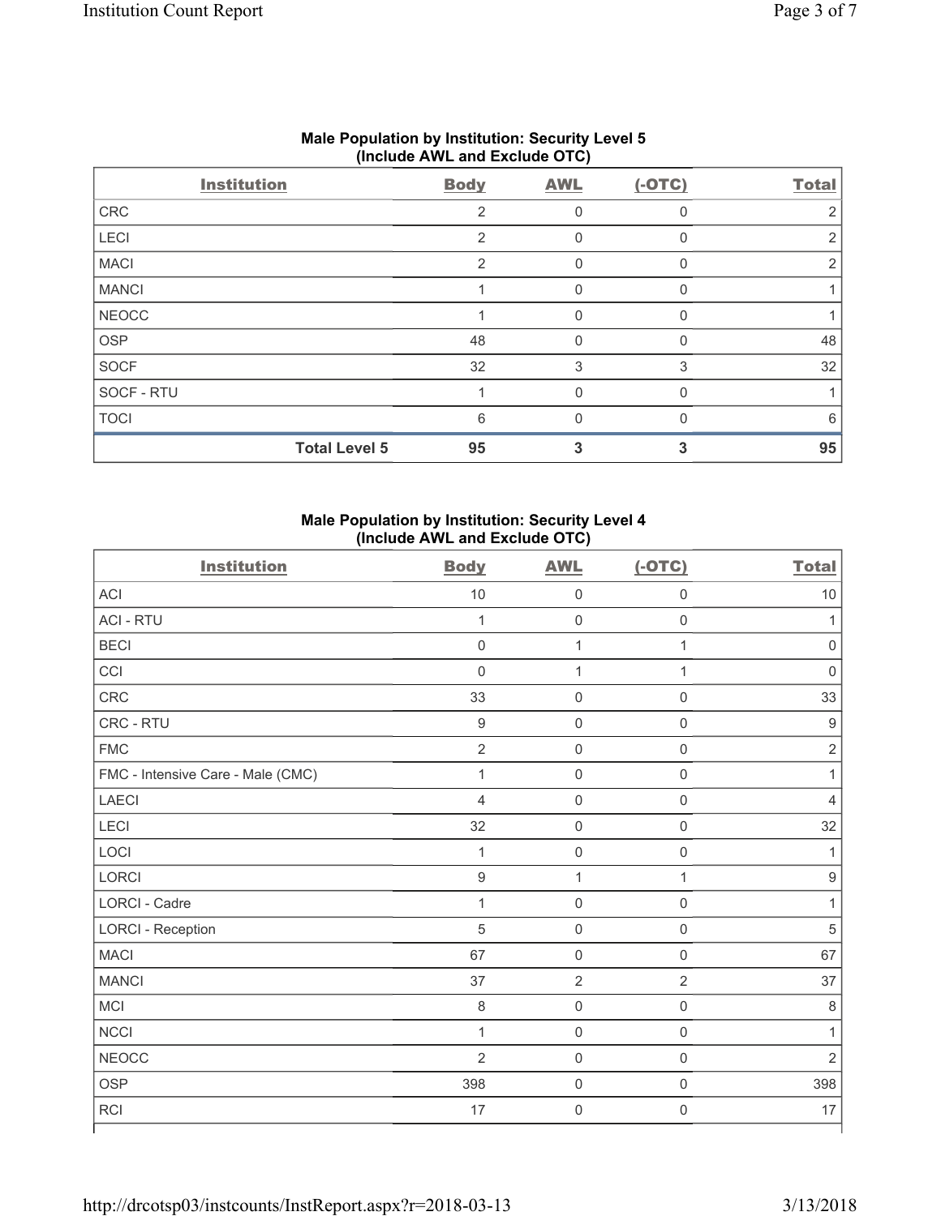## Male Population by Institution: Security Level 5 (Include AWL and Exclude OTC)

| Institution | Body | AWL | (-OTC) | Total |
|---|---|---|---|---|
| CRC | 2 | 0 | 0 | 2 |
| LECI | 2 | 0 | 0 | 2 |
| MACI | 2 | 0 | 0 | 2 |
| MANCI | 1 | 0 | 0 | 1 |
| NEOCC | 1 | 0 | 0 | 1 |
| OSP | 48 | 0 | 0 | 48 |
| SOCF | 32 | 3 | 3 | 32 |
| SOCF - RTU | 1 | 0 | 0 | 1 |
| TOCI | 6 | 0 | 0 | 6 |
| **Total Level 5** | **95** | **3** | **3** | **95** |

## Male Population by Institution: Security Level 4 (Include AWL and Exclude OTC)

| Institution | Body | AWL | (-OTC) | Total |
|---|---|---|---|---|
| ACI | 10 | 0 | 0 | 10 |
| ACI - RTU | 1 | 0 | 0 | 1 |
| BECI | 0 | 1 | 1 | 0 |
| CCI | 0 | 1 | 1 | 0 |
| CRC | 33 | 0 | 0 | 33 |
| CRC - RTU | 9 | 0 | 0 | 9 |
| FMC | 2 | 0 | 0 | 2 |
| FMC - Intensive Care - Male (CMC) | 1 | 0 | 0 | 1 |
| LAECI | 4 | 0 | 0 | 4 |
| LECI | 32 | 0 | 0 | 32 |
| LOCI | 1 | 0 | 0 | 1 |
| LORCI | 9 | 1 | 1 | 9 |
| LORCI - Cadre | 1 | 0 | 0 | 1 |
| LORCI - Reception | 5 | 0 | 0 | 5 |
| MACI | 67 | 0 | 0 | 67 |
| MANCI | 37 | 2 | 2 | 37 |
| MCI | 8 | 0 | 0 | 8 |
| NCCI | 1 | 0 | 0 | 1 |
| NEOCC | 2 | 0 | 0 | 2 |
| OSP | 398 | 0 | 0 | 398 |
| RCI | 17 | 0 | 0 | 17 |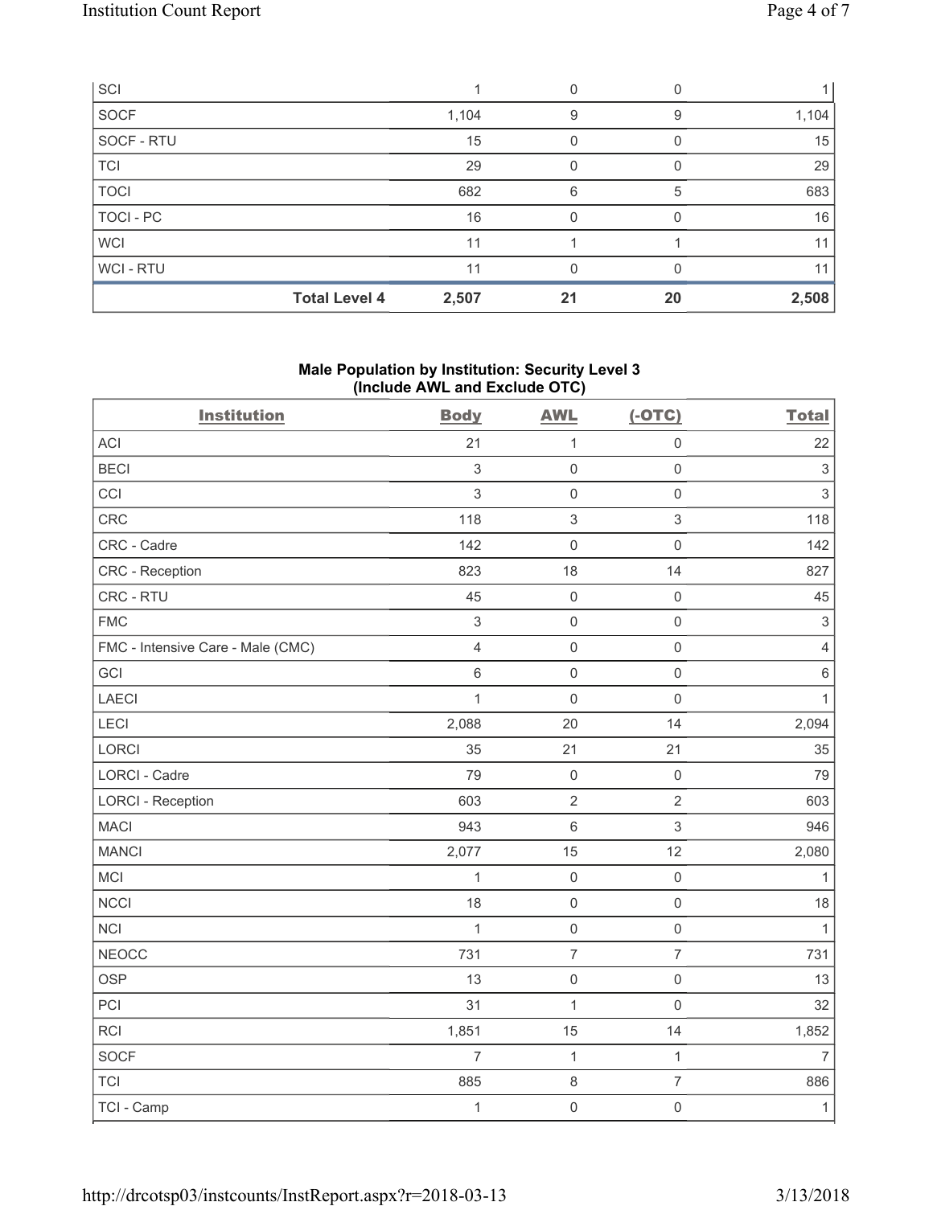| SCI | | 1 | 0 | 0 | 1 |
|---|---|---|---|---|---|
| SOCF | | 1,104 | 9 | 9 | 1,104 |
| SOCF - RTU | | 15 | 0 | 0 | 15 |
| TCI | | 29 | 0 | 0 | 29 |
| TOCI | | 682 | 6 | 5 | 683 |
| TOCI - PC | | 16 | 0 | 0 | 16 |
| WCI | | 11 | 1 | 1 | 11 |
| WCI - RTU | | 11 | 0 | 0 | 11 |
| | **Total Level 4** | **2,507** | **21** | **20** | **2,508** |

**Male Population by Institution: Security Level 3 (Include AWL and Exclude OTC)**

| Institution | Body | AWL | (-OTC) | Total |
|---|---|---|---|---|
| ACI | 21 | 1 | 0 | 22 |
| BECI | 3 | 0 | 0 | 3 |
| CCI | 3 | 0 | 0 | 3 |
| CRC | 118 | 3 | 3 | 118 |
| CRC - Cadre | 142 | 0 | 0 | 142 |
| CRC - Reception | 823 | 18 | 14 | 827 |
| CRC - RTU | 45 | 0 | 0 | 45 |
| FMC | 3 | 0 | 0 | 3 |
| FMC - Intensive Care - Male (CMC) | 4 | 0 | 0 | 4 |
| GCI | 6 | 0 | 0 | 6 |
| LAECI | 1 | 0 | 0 | 1 |
| LECI | 2,088 | 20 | 14 | 2,094 |
| LORCI | 35 | 21 | 21 | 35 |
| LORCI - Cadre | 79 | 0 | 0 | 79 |
| LORCI - Reception | 603 | 2 | 2 | 603 |
| MACI | 943 | 6 | 3 | 946 |
| MANCI | 2,077 | 15 | 12 | 2,080 |
| MCI | 1 | 0 | 0 | 1 |
| NCCI | 18 | 0 | 0 | 18 |
| NCI | 1 | 0 | 0 | 1 |
| NEOCC | 731 | 7 | 7 | 731 |
| OSP | 13 | 0 | 0 | 13 |
| PCI | 31 | 1 | 0 | 32 |
| RCI | 1,851 | 15 | 14 | 1,852 |
| SOCF | 7 | 1 | 1 | 7 |
| TCI | 885 | 8 | 7 | 886 |
| TCI - Camp | 1 | 0 | 0 | 1 |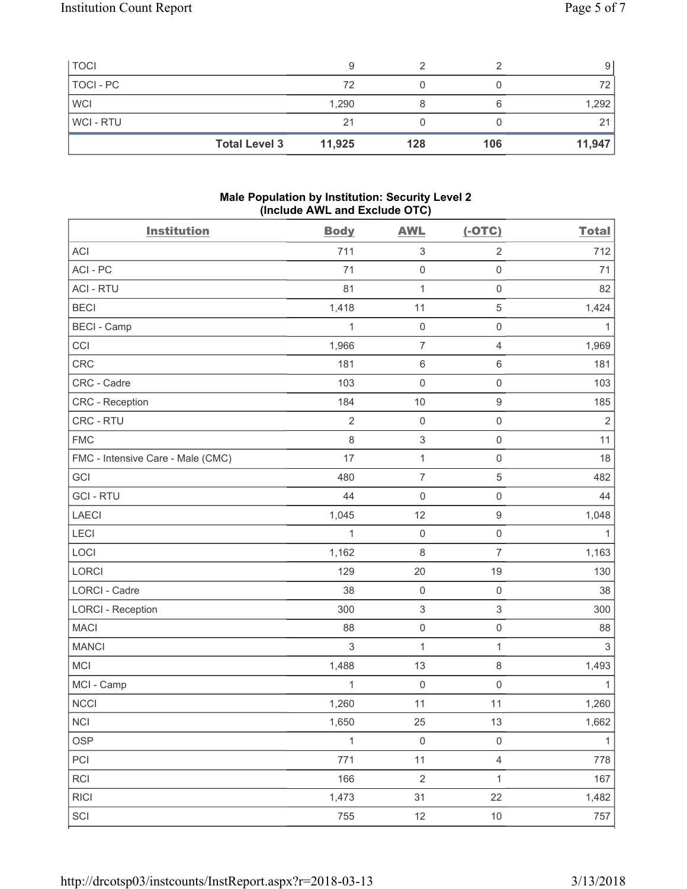| TOCI | | 9 | 2 | 2 | 9 |
|---|---|---|---|---|---|
| TOCI - PC | | 72 | 0 | 0 | 72 |
| WCI | | 1,290 | 8 | 6 | 1,292 |
| WCI - RTU | | 21 | 0 | 0 | 21 |
| | **Total Level 3** | **11,925** | **128** | **106** | **11,947** |

**Male Population by Institution: Security Level 2 (Include AWL and Exclude OTC)**

| Institution | Body | AWL | (-OTC) | Total |
|---|---|---|---|---|
| ACI | 711 | 3 | 2 | 712 |
| ACI - PC | 71 | 0 | 0 | 71 |
| ACI - RTU | 81 | 1 | 0 | 82 |
| BECI | 1,418 | 11 | 5 | 1,424 |
| BECI - Camp | 1 | 0 | 0 | 1 |
| CCI | 1,966 | 7 | 4 | 1,969 |
| CRC | 181 | 6 | 6 | 181 |
| CRC - Cadre | 103 | 0 | 0 | 103 |
| CRC - Reception | 184 | 10 | 9 | 185 |
| CRC - RTU | 2 | 0 | 0 | 2 |
| FMC | 8 | 3 | 0 | 11 |
| FMC - Intensive Care - Male (CMC) | 17 | 1 | 0 | 18 |
| GCI | 480 | 7 | 5 | 482 |
| GCI - RTU | 44 | 0 | 0 | 44 |
| LAECI | 1,045 | 12 | 9 | 1,048 |
| LECI | 1 | 0 | 0 | 1 |
| LOCI | 1,162 | 8 | 7 | 1,163 |
| LORCI | 129 | 20 | 19 | 130 |
| LORCI - Cadre | 38 | 0 | 0 | 38 |
| LORCI - Reception | 300 | 3 | 3 | 300 |
| MACI | 88 | 0 | 0 | 88 |
| MANCI | 3 | 1 | 1 | 3 |
| MCI | 1,488 | 13 | 8 | 1,493 |
| MCI - Camp | 1 | 0 | 0 | 1 |
| NCCI | 1,260 | 11 | 11 | 1,260 |
| NCI | 1,650 | 25 | 13 | 1,662 |
| OSP | 1 | 0 | 0 | 1 |
| PCI | 771 | 11 | 4 | 778 |
| RCI | 166 | 2 | 1 | 167 |
| RICI | 1,473 | 31 | 22 | 1,482 |
| SCI | 755 | 12 | 10 | 757 |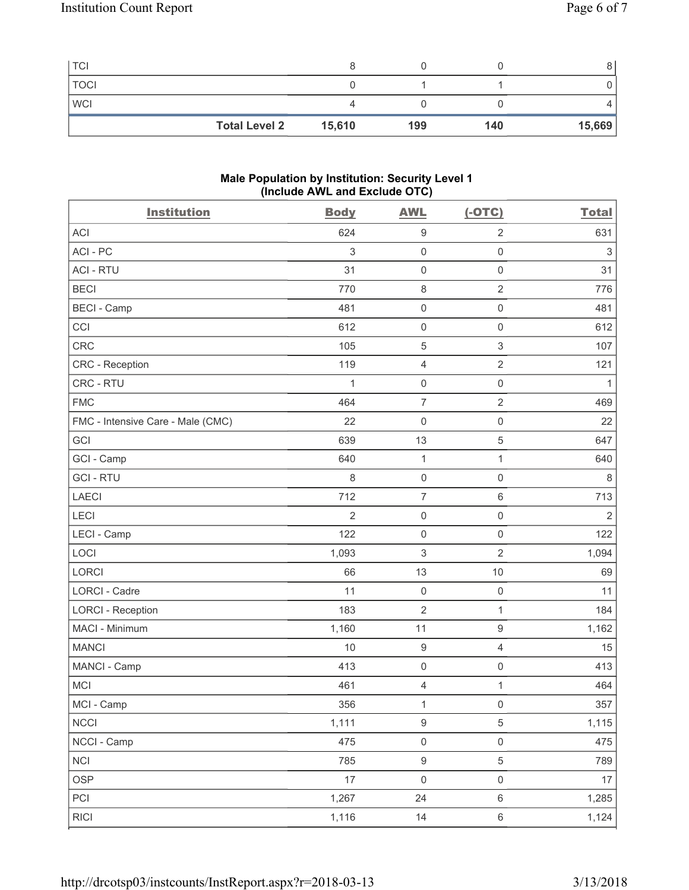| TCI | | 8 | 0 | 0 | 8 |
|---|---|---|---|---|---|
| TOCI | | 0 | 1 | 1 | 0 |
| WCI | | 4 | 0 | 0 | 4 |
| | **Total Level 2** | **15,610** | **199** | **140** | **15,669** |

**Male Population by Institution: Security Level 1 (Include AWL and Exclude OTC)**

| Institution | Body | AWL | (-OTC) | Total |
|---|---|---|---|---|
| ACI | 624 | 9 | 2 | 631 |
| ACI - PC | 3 | 0 | 0 | 3 |
| ACI - RTU | 31 | 0 | 0 | 31 |
| BECI | 770 | 8 | 2 | 776 |
| BECI - Camp | 481 | 0 | 0 | 481 |
| CCI | 612 | 0 | 0 | 612 |
| CRC | 105 | 5 | 3 | 107 |
| CRC - Reception | 119 | 4 | 2 | 121 |
| CRC - RTU | 1 | 0 | 0 | 1 |
| FMC | 464 | 7 | 2 | 469 |
| FMC - Intensive Care - Male (CMC) | 22 | 0 | 0 | 22 |
| GCI | 639 | 13 | 5 | 647 |
| GCI - Camp | 640 | 1 | 1 | 640 |
| GCI - RTU | 8 | 0 | 0 | 8 |
| LAECI | 712 | 7 | 6 | 713 |
| LECI | 2 | 0 | 0 | 2 |
| LECI - Camp | 122 | 0 | 0 | 122 |
| LOCI | 1,093 | 3 | 2 | 1,094 |
| LORCI | 66 | 13 | 10 | 69 |
| LORCI - Cadre | 11 | 0 | 0 | 11 |
| LORCI - Reception | 183 | 2 | 1 | 184 |
| MACI - Minimum | 1,160 | 11 | 9 | 1,162 |
| MANCI | 10 | 9 | 4 | 15 |
| MANCI - Camp | 413 | 0 | 0 | 413 |
| MCI | 461 | 4 | 1 | 464 |
| MCI - Camp | 356 | 1 | 0 | 357 |
| NCCI | 1,111 | 9 | 5 | 1,115 |
| NCCI - Camp | 475 | 0 | 0 | 475 |
| NCI | 785 | 9 | 5 | 789 |
| OSP | 17 | 0 | 0 | 17 |
| PCI | 1,267 | 24 | 6 | 1,285 |
| RICI | 1,116 | 14 | 6 | 1,124 |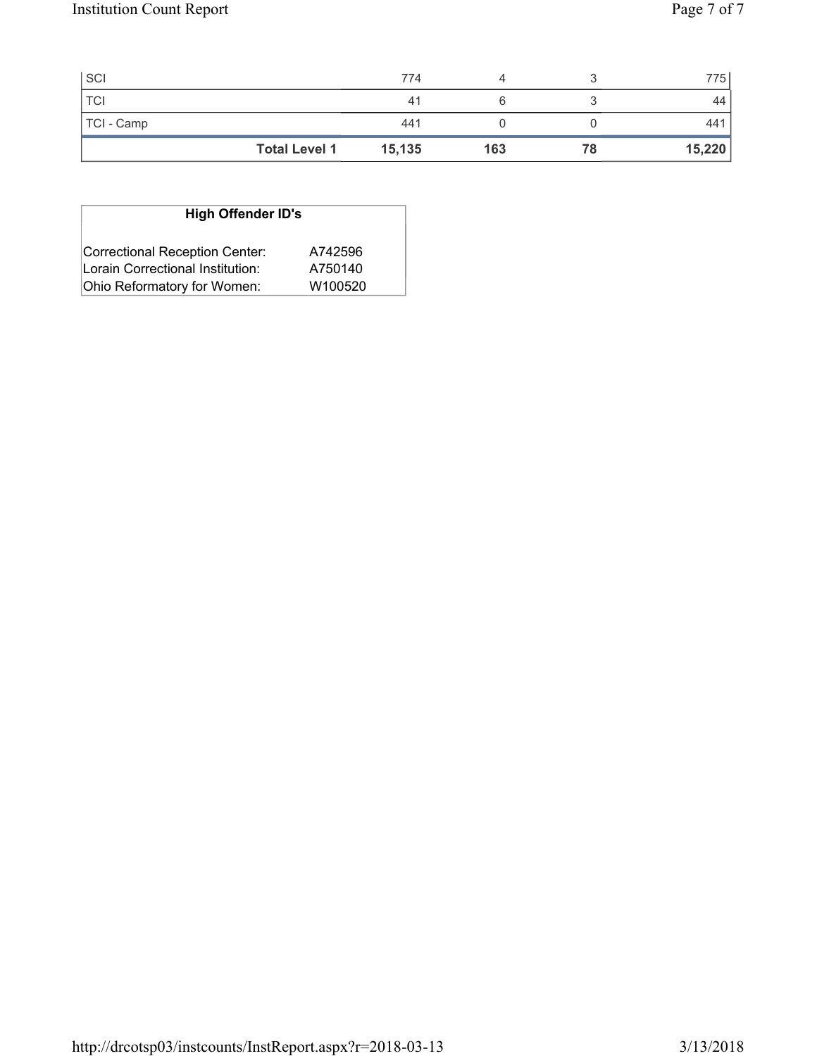| | | | | |
|---|---|---|---|---|
| SCI | 774 | 4 | 3 | 775 |
| TCI | 41 | 6 | 3 | 44 |
| TCI - Camp | 441 | 0 | 0 | 441 |
| **Total Level 1** | **15,135** | **163** | **78** | **15,220** |

| **High Offender ID's** | |
|---|---|
| Correctional Reception Center: | A742596 |
| Lorain Correctional Institution: | A750140 |
| Ohio Reformatory for Women: | W100520 |